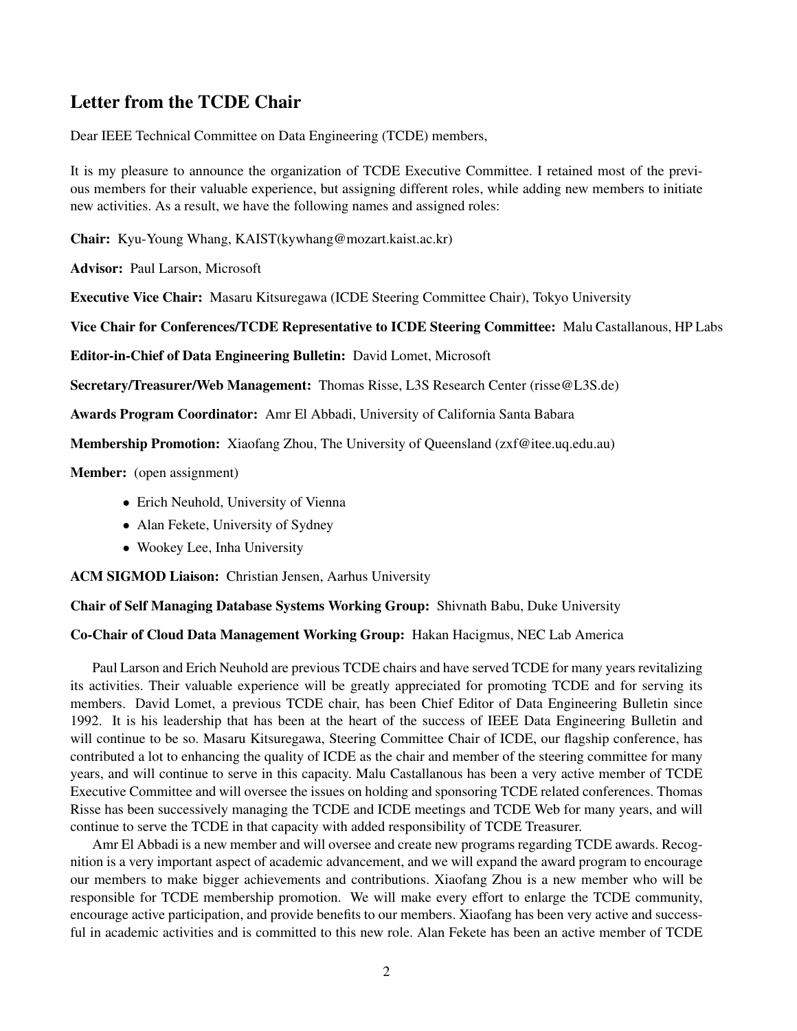## Letter from the TCDE Chair

Dear IEEE Technical Committee on Data Engineering (TCDE) members,

It is my pleasure to announce the organization of TCDE Executive Committee. I retained most of the previous members for their valuable experience, but assigning different roles, while adding new members to initiate new activities. As a result, we have the following names and assigned roles:

**Chair:** Kyu-Young Whang, KAIST(kywhang@mozart.kaist.ac.kr)

**Advisor:** Paul Larson, Microsoft

**Executive Vice Chair:** Masaru Kitsuregawa (ICDE Steering Committee Chair), Tokyo University

**Vice Chair for Conferences/TCDE Representative to ICDE Steering Committee:** Malu Castallanous, HP Labs

**Editor-in-Chief of Data Engineering Bulletin:** David Lomet, Microsoft

**Secretary/Treasurer/Web Management:** Thomas Risse, L3S Research Center (risse@L3S.de)

**Awards Program Coordinator:** Amr El Abbadi, University of California Santa Babara

**Membership Promotion:** Xiaofang Zhou, The University of Queensland (zxf@itee.uq.edu.au)

**Member:** (open assignment)

- Erich Neuhold, University of Vienna
- Alan Fekete, University of Sydney
- Wookey Lee, Inha University

**ACM SIGMOD Liaison:** Christian Jensen, Aarhus University

**Chair of Self Managing Database Systems Working Group:** Shivnath Babu, Duke University

**Co-Chair of Cloud Data Management Working Group:** Hakan Hacigmus, NEC Lab America

Paul Larson and Erich Neuhold are previous TCDE chairs and have served TCDE for many years revitalizing its activities. Their valuable experience will be greatly appreciated for promoting TCDE and for serving its members. David Lomet, a previous TCDE chair, has been Chief Editor of Data Engineering Bulletin since 1992. It is his leadership that has been at the heart of the success of IEEE Data Engineering Bulletin and will continue to be so. Masaru Kitsuregawa, Steering Committee Chair of ICDE, our flagship conference, has contributed a lot to enhancing the quality of ICDE as the chair and member of the steering committee for many years, and will continue to serve in this capacity. Malu Castallanous has been a very active member of TCDE Executive Committee and will oversee the issues on holding and sponsoring TCDE related conferences. Thomas Risse has been successively managing the TCDE and ICDE meetings and TCDE Web for many years, and will continue to serve the TCDE in that capacity with added responsibility of TCDE Treasurer.

Amr El Abbadi is a new member and will oversee and create new programs regarding TCDE awards. Recognition is a very important aspect of academic advancement, and we will expand the award program to encourage our members to make bigger achievements and contributions. Xiaofang Zhou is a new member who will be responsible for TCDE membership promotion. We will make every effort to enlarge the TCDE community, encourage active participation, and provide benefits to our members. Xiaofang has been very active and successful in academic activities and is committed to this new role. Alan Fekete has been an active member of TCDE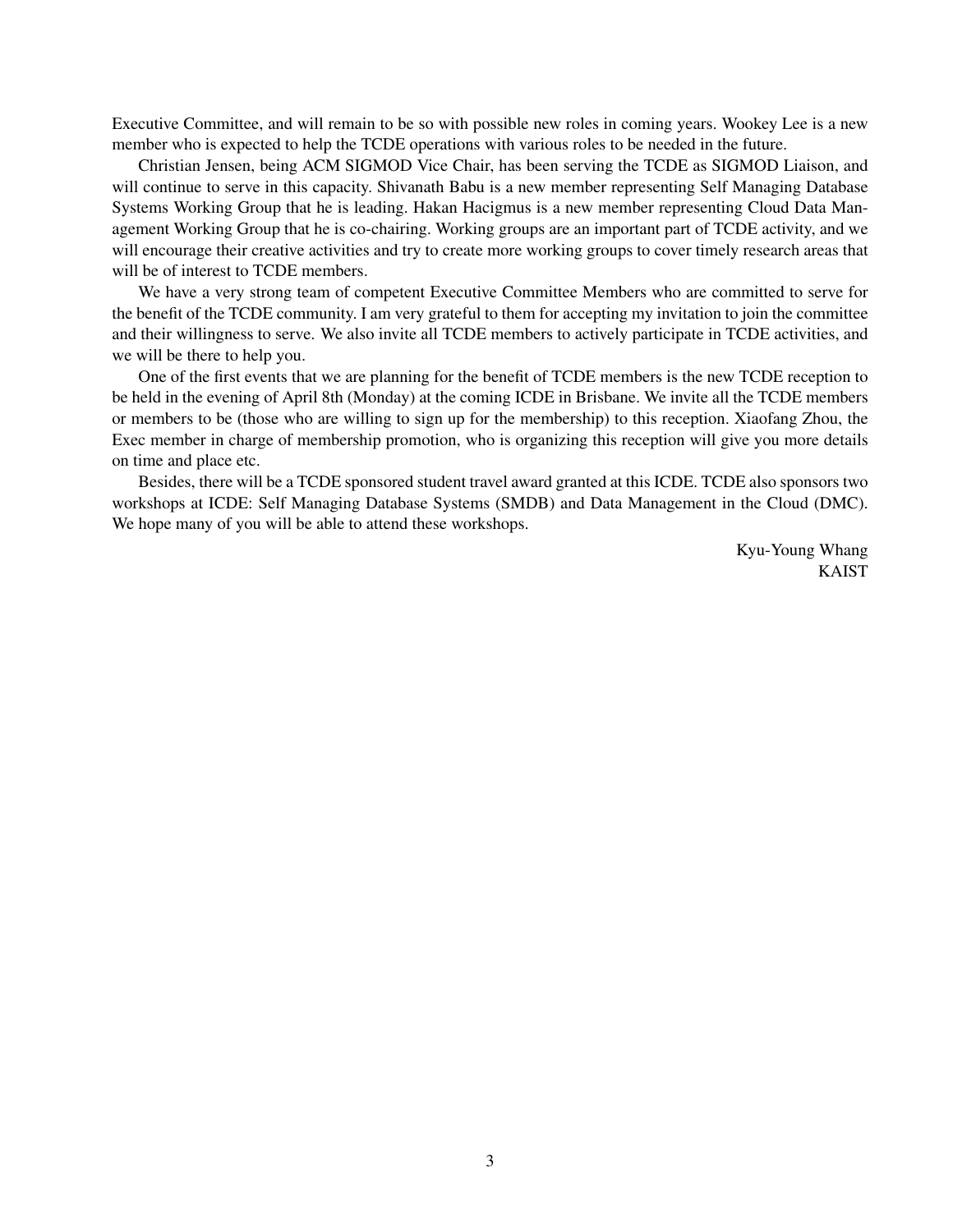Executive Committee, and will remain to be so with possible new roles in coming years. Wookey Lee is a new member who is expected to help the TCDE operations with various roles to be needed in the future.

Christian Jensen, being ACM SIGMOD Vice Chair, has been serving the TCDE as SIGMOD Liaison, and will continue to serve in this capacity. Shivanath Babu is a new member representing Self Managing Database Systems Working Group that he is leading. Hakan Hacigmus is a new member representing Cloud Data Management Working Group that he is co-chairing. Working groups are an important part of TCDE activity, and we will encourage their creative activities and try to create more working groups to cover timely research areas that will be of interest to TCDE members.

We have a very strong team of competent Executive Committee Members who are committed to serve for the benefit of the TCDE community. I am very grateful to them for accepting my invitation to join the committee and their willingness to serve. We also invite all TCDE members to actively participate in TCDE activities, and we will be there to help you.

One of the first events that we are planning for the benefit of TCDE members is the new TCDE reception to be held in the evening of April 8th (Monday) at the coming ICDE in Brisbane. We invite all the TCDE members or members to be (those who are willing to sign up for the membership) to this reception. Xiaofang Zhou, the Exec member in charge of membership promotion, who is organizing this reception will give you more details on time and place etc.

Besides, there will be a TCDE sponsored student travel award granted at this ICDE. TCDE also sponsors two workshops at ICDE: Self Managing Database Systems (SMDB) and Data Management in the Cloud (DMC). We hope many of you will be able to attend these workshops.

Kyu-Young Whang
KAIST